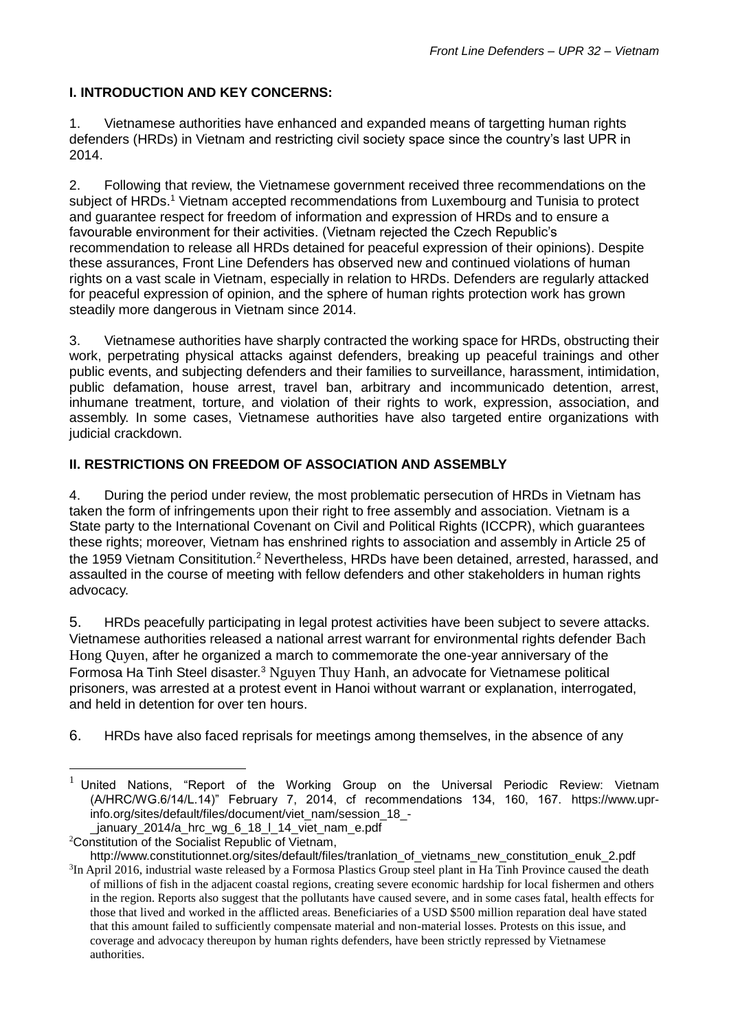## I. INTRODUCTION AND KEY CONCERNS:

1. Vietnamese authorities have enhanced and expanded means of targetting human rights defenders (HRDs) in Vietnam and restricting civil society space since the country's last UPR in 2014.

2. Following that review, the Vietnamese government received three recommendations on the subject of HRDs.[1] Vietnam accepted recommendations from Luxembourg and Tunisia to protect and guarantee respect for freedom of information and expression of HRDs and to ensure a favourable environment for their activities. (Vietnam rejected the Czech Republic's recommendation to release all HRDs detained for peaceful expression of their opinions). Despite these assurances, Front Line Defenders has observed new and continued violations of human rights on a vast scale in Vietnam, especially in relation to HRDs. Defenders are regularly attacked for peaceful expression of opinion, and the sphere of human rights protection work has grown steadily more dangerous in Vietnam since 2014.

3. Vietnamese authorities have sharply contracted the working space for HRDs, obstructing their work, perpetrating physical attacks against defenders, breaking up peaceful trainings and other public events, and subjecting defenders and their families to surveillance, harassment, intimidation, public defamation, house arrest, travel ban, arbitrary and incommunicado detention, arrest, inhumane treatment, torture, and violation of their rights to work, expression, association, and assembly. In some cases, Vietnamese authorities have also targeted entire organizations with judicial crackdown.

## II. RESTRICTIONS ON FREEDOM OF ASSOCIATION AND ASSEMBLY

4. During the period under review, the most problematic persecution of HRDs in Vietnam has taken the form of infringements upon their right to free assembly and association. Vietnam is a State party to the International Covenant on Civil and Political Rights (ICCPR), which guarantees these rights; moreover, Vietnam has enshrined rights to association and assembly in Article 25 of the 1959 Vietnam Consititution.[2] Nevertheless, HRDs have been detained, arrested, harassed, and assaulted in the course of meeting with fellow defenders and other stakeholders in human rights advocacy.

5. HRDs peacefully participating in legal protest activities have been subject to severe attacks. Vietnamese authorities released a national arrest warrant for environmental rights defender Bach Hong Quyen, after he organized a march to commemorate the one-year anniversary of the Formosa Ha Tinh Steel disaster.[3] Nguyen Thuy Hanh, an advocate for Vietnamese political prisoners, was arrested at a protest event in Hanoi without warrant or explanation, interrogated, and held in detention for over ten hours.

6. HRDs have also faced reprisals for meetings among themselves, in the absence of any

---

[1] United Nations, "Report of the Working Group on the Universal Periodic Review: Vietnam (A/HRC/WG.6/14/L.14)" February 7, 2014, cf recommendations 134, 160, 167. https://www.upr-info.org/sites/default/files/document/viet_nam/session_18_-_january_2014/a_hrc_wg_6_18_l_14_viet_nam_e.pdf

[2] Constitution of the Socialist Republic of Vietnam, http://www.constitutionnet.org/sites/default/files/tranlation_of_vietnams_new_constitution_enuk_2.pdf

[3] In April 2016, industrial waste released by a Formosa Plastics Group steel plant in Ha Tinh Province caused the death of millions of fish in the adjacent coastal regions, creating severe economic hardship for local fishermen and others in the region. Reports also suggest that the pollutants have caused severe, and in some cases fatal, health effects for those that lived and worked in the afflicted areas. Beneficiaries of a USD $500 million reparation deal have stated that this amount failed to sufficiently compensate material and non-material losses. Protests on this issue, and coverage and advocacy thereupon by human rights defenders, have been strictly repressed by Vietnamese authorities.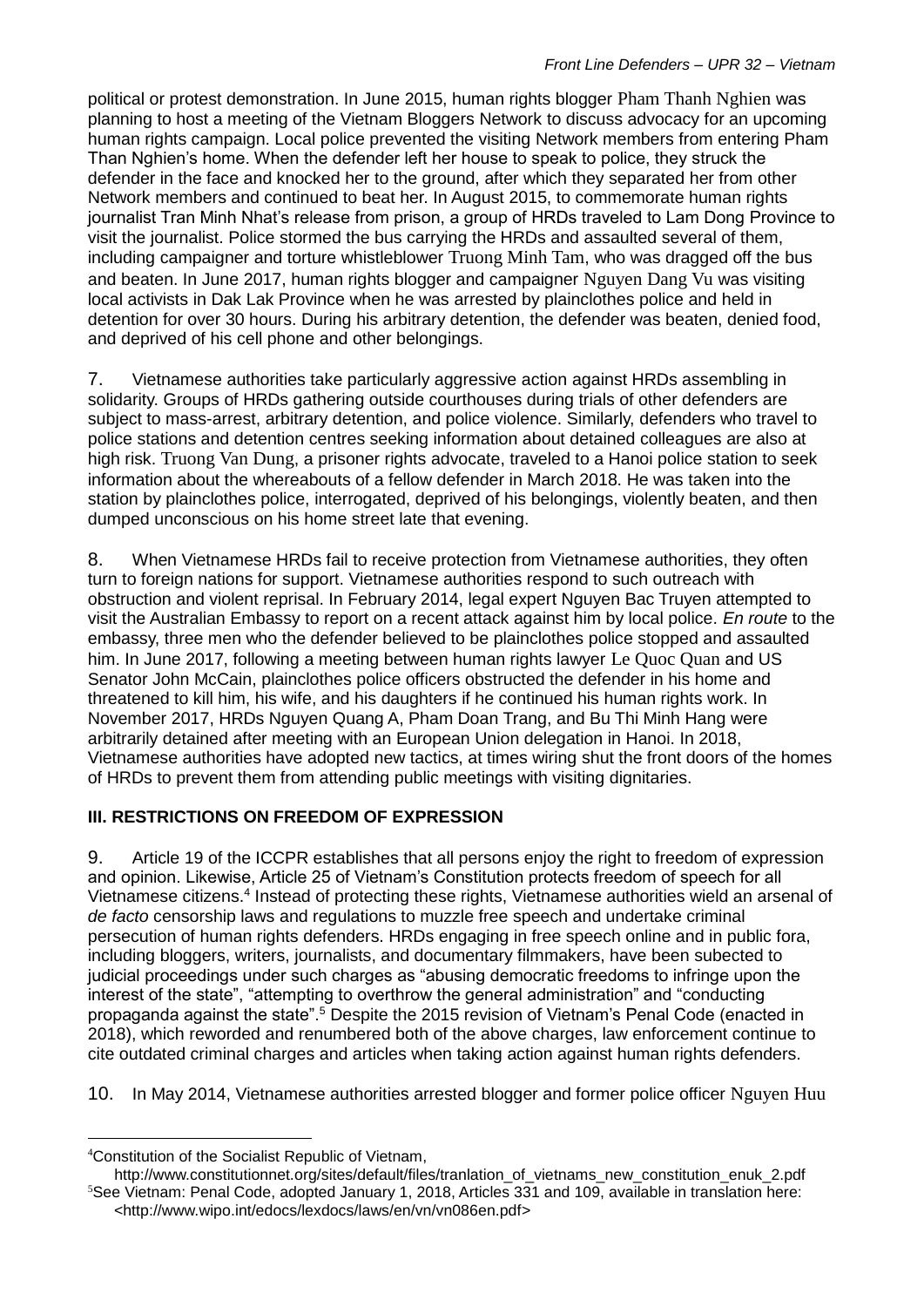political or protest demonstration. In June 2015, human rights blogger Pham Thanh Nghien was planning to host a meeting of the Vietnam Bloggers Network to discuss advocacy for an upcoming human rights campaign. Local police prevented the visiting Network members from entering Pham Than Nghien's home. When the defender left her house to speak to police, they struck the defender in the face and knocked her to the ground, after which they separated her from other Network members and continued to beat her. In August 2015, to commemorate human rights journalist Tran Minh Nhat's release from prison, a group of HRDs traveled to Lam Dong Province to visit the journalist. Police stormed the bus carrying the HRDs and assaulted several of them, including campaigner and torture whistleblower Truong Minh Tam, who was dragged off the bus and beaten. In June 2017, human rights blogger and campaigner Nguyen Dang Vu was visiting local activists in Dak Lak Province when he was arrested by plainclothes police and held in detention for over 30 hours. During his arbitrary detention, the defender was beaten, denied food, and deprived of his cell phone and other belongings.

7. Vietnamese authorities take particularly aggressive action against HRDs assembling in solidarity. Groups of HRDs gathering outside courthouses during trials of other defenders are subject to mass-arrest, arbitrary detention, and police violence. Similarly, defenders who travel to police stations and detention centres seeking information about detained colleagues are also at high risk. Truong Van Dung, a prisoner rights advocate, traveled to a Hanoi police station to seek information about the whereabouts of a fellow defender in March 2018. He was taken into the station by plainclothes police, interrogated, deprived of his belongings, violently beaten, and then dumped unconscious on his home street late that evening.

8. When Vietnamese HRDs fail to receive protection from Vietnamese authorities, they often turn to foreign nations for support. Vietnamese authorities respond to such outreach with obstruction and violent reprisal. In February 2014, legal expert Nguyen Bac Truyen attempted to visit the Australian Embassy to report on a recent attack against him by local police. *En route* to the embassy, three men who the defender believed to be plainclothes police stopped and assaulted him. In June 2017, following a meeting between human rights lawyer Le Quoc Quan and US Senator John McCain, plainclothes police officers obstructed the defender in his home and threatened to kill him, his wife, and his daughters if he continued his human rights work. In November 2017, HRDs Nguyen Quang A, Pham Doan Trang, and Bu Thi Minh Hang were arbitrarily detained after meeting with an European Union delegation in Hanoi. In 2018, Vietnamese authorities have adopted new tactics, at times wiring shut the front doors of the homes of HRDs to prevent them from attending public meetings with visiting dignitaries.

## III. RESTRICTIONS ON FREEDOM OF EXPRESSION

9. Article 19 of the ICCPR establishes that all persons enjoy the right to freedom of expression and opinion. Likewise, Article 25 of Vietnam's Constitution protects freedom of speech for all Vietnamese citizens.[4] Instead of protecting these rights, Vietnamese authorities wield an arsenal of *de facto* censorship laws and regulations to muzzle free speech and undertake criminal persecution of human rights defenders. HRDs engaging in free speech online and in public fora, including bloggers, writers, journalists, and documentary filmmakers, have been subected to judicial proceedings under such charges as "abusing democratic freedoms to infringe upon the interest of the state", "attempting to overthrow the general administration" and "conducting propaganda against the state".[5] Despite the 2015 revision of Vietnam's Penal Code (enacted in 2018), which reworded and renumbered both of the above charges, law enforcement continue to cite outdated criminal charges and articles when taking action against human rights defenders.

10. In May 2014, Vietnamese authorities arrested blogger and former police officer Nguyen Huu

---

[4] Constitution of the Socialist Republic of Vietnam, http://www.constitutionnet.org/sites/default/files/tranlation_of_vietnams_new_constitution_enuk_2.pdf

[5] See Vietnam: Penal Code, adopted January 1, 2018, Articles 331 and 109, available in translation here: <http://www.wipo.int/edocs/lexdocs/laws/en/vn/vn086en.pdf>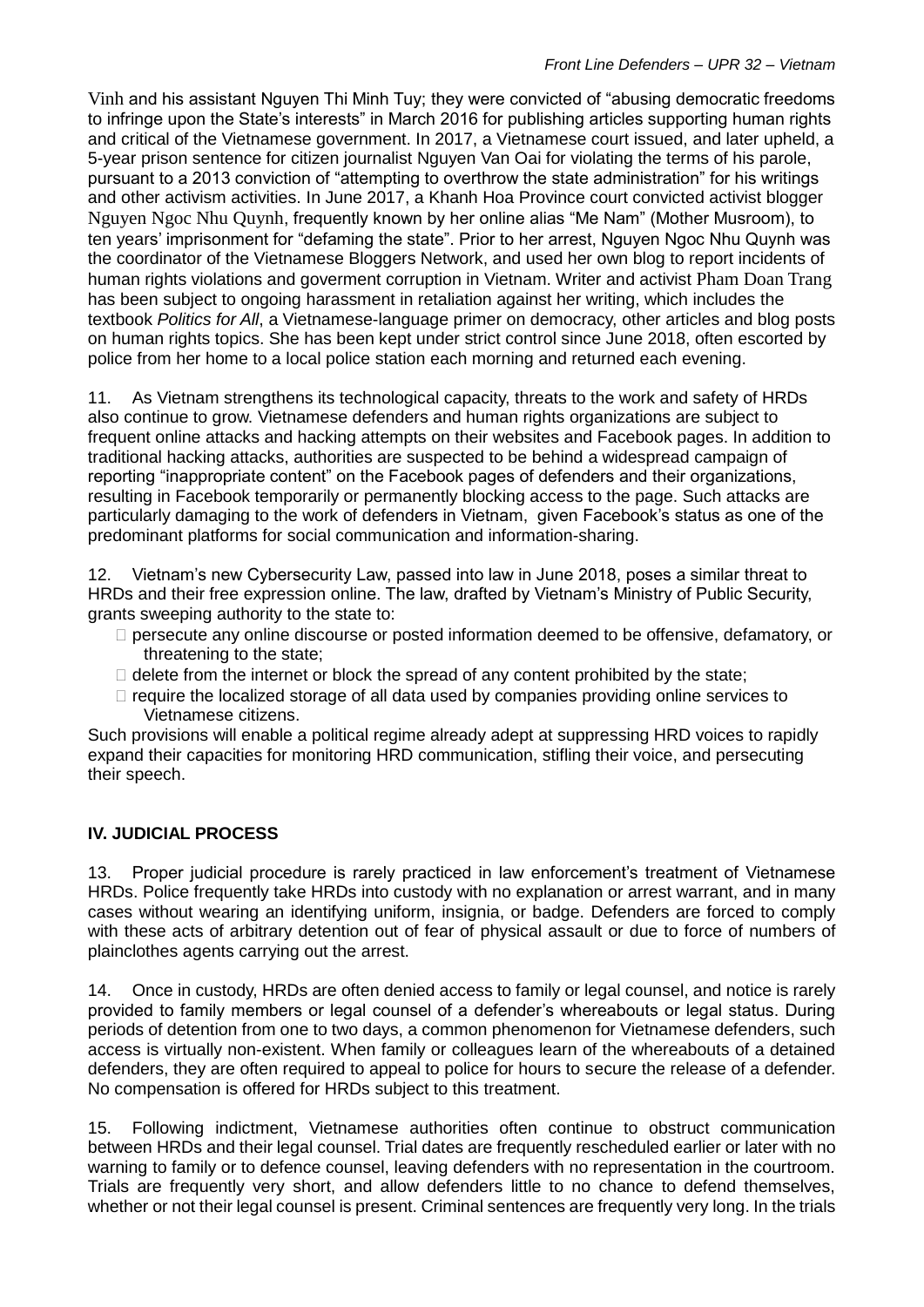Vinh and his assistant Nguyen Thi Minh Tuy; they were convicted of "abusing democratic freedoms to infringe upon the State's interests" in March 2016 for publishing articles supporting human rights and critical of the Vietnamese government. In 2017, a Vietnamese court issued, and later upheld, a 5-year prison sentence for citizen journalist Nguyen Van Oai for violating the terms of his parole, pursuant to a 2013 conviction of "attempting to overthrow the state administration" for his writings and other activism activities. In June 2017, a Khanh Hoa Province court convicted activist blogger Nguyen Ngoc Nhu Quynh, frequently known by her online alias "Me Nam" (Mother Musroom), to ten years' imprisonment for "defaming the state". Prior to her arrest, Nguyen Ngoc Nhu Quynh was the coordinator of the Vietnamese Bloggers Network, and used her own blog to report incidents of human rights violations and goverment corruption in Vietnam. Writer and activist Pham Doan Trang has been subject to ongoing harassment in retaliation against her writing, which includes the textbook *Politics for All*, a Vietnamese-language primer on democracy, other articles and blog posts on human rights topics. She has been kept under strict control since June 2018, often escorted by police from her home to a local police station each morning and returned each evening.

11. As Vietnam strengthens its technological capacity, threats to the work and safety of HRDs also continue to grow. Vietnamese defenders and human rights organizations are subject to frequent online attacks and hacking attempts on their websites and Facebook pages. In addition to traditional hacking attacks, authorities are suspected to be behind a widespread campaign of reporting "inappropriate content" on the Facebook pages of defenders and their organizations, resulting in Facebook temporarily or permanently blocking access to the page. Such attacks are particularly damaging to the work of defenders in Vietnam, given Facebook's status as one of the predominant platforms for social communication and information-sharing.

12. Vietnam's new Cybersecurity Law, passed into law in June 2018, poses a similar threat to HRDs and their free expression online. The law, drafted by Vietnam's Ministry of Public Security, grants sweeping authority to the state to:

- persecute any online discourse or posted information deemed to be offensive, defamatory, or threatening to the state;
- delete from the internet or block the spread of any content prohibited by the state;
- require the localized storage of all data used by companies providing online services to Vietnamese citizens.

Such provisions will enable a political regime already adept at suppressing HRD voices to rapidly expand their capacities for monitoring HRD communication, stifling their voice, and persecuting their speech.

## IV. JUDICIAL PROCESS

13. Proper judicial procedure is rarely practiced in law enforcement's treatment of Vietnamese HRDs. Police frequently take HRDs into custody with no explanation or arrest warrant, and in many cases without wearing an identifying uniform, insignia, or badge. Defenders are forced to comply with these acts of arbitrary detention out of fear of physical assault or due to force of numbers of plainclothes agents carrying out the arrest.

14. Once in custody, HRDs are often denied access to family or legal counsel, and notice is rarely provided to family members or legal counsel of a defender's whereabouts or legal status. During periods of detention from one to two days, a common phenomenon for Vietnamese defenders, such access is virtually non-existent. When family or colleagues learn of the whereabouts of a detained defenders, they are often required to appeal to police for hours to secure the release of a defender. No compensation is offered for HRDs subject to this treatment.

15. Following indictment, Vietnamese authorities often continue to obstruct communication between HRDs and their legal counsel. Trial dates are frequently rescheduled earlier or later with no warning to family or to defence counsel, leaving defenders with no representation in the courtroom. Trials are frequently very short, and allow defenders little to no chance to defend themselves, whether or not their legal counsel is present. Criminal sentences are frequently very long. In the trials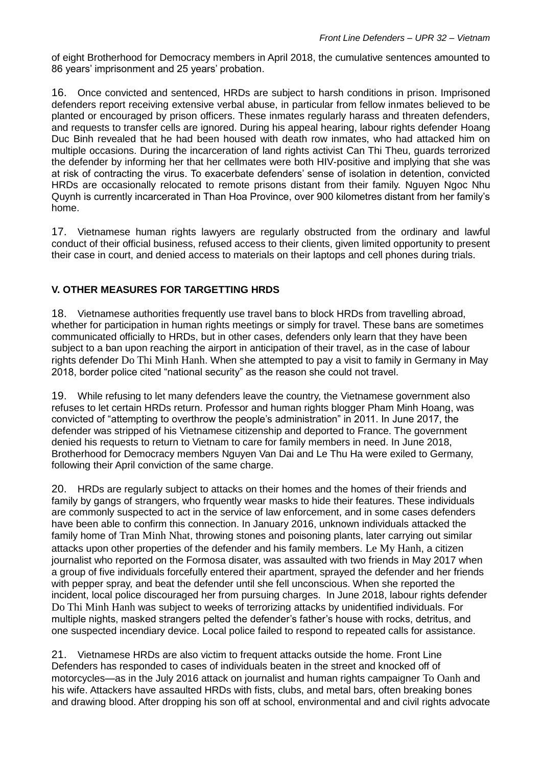of eight Brotherhood for Democracy members in April 2018, the cumulative sentences amounted to 86 years' imprisonment and 25 years' probation.

16. Once convicted and sentenced, HRDs are subject to harsh conditions in prison. Imprisoned defenders report receiving extensive verbal abuse, in particular from fellow inmates believed to be planted or encouraged by prison officers. These inmates regularly harass and threaten defenders, and requests to transfer cells are ignored. During his appeal hearing, labour rights defender Hoang Duc Binh revealed that he had been housed with death row inmates, who had attacked him on multiple occasions. During the incarceration of land rights activist Can Thi Theu, guards terrorized the defender by informing her that her cellmates were both HIV-positive and implying that she was at risk of contracting the virus. To exacerbate defenders' sense of isolation in detention, convicted HRDs are occasionally relocated to remote prisons distant from their family. Nguyen Ngoc Nhu Quynh is currently incarcerated in Than Hoa Province, over 900 kilometres distant from her family's home.

17. Vietnamese human rights lawyers are regularly obstructed from the ordinary and lawful conduct of their official business, refused access to their clients, given limited opportunity to present their case in court, and denied access to materials on their laptops and cell phones during trials.

## V. OTHER MEASURES FOR TARGETTING HRDS

18. Vietnamese authorities frequently use travel bans to block HRDs from travelling abroad, whether for participation in human rights meetings or simply for travel. These bans are sometimes communicated officially to HRDs, but in other cases, defenders only learn that they have been subject to a ban upon reaching the airport in anticipation of their travel, as in the case of labour rights defender Do Thi Minh Hanh. When she attempted to pay a visit to family in Germany in May 2018, border police cited "national security" as the reason she could not travel.

19. While refusing to let many defenders leave the country, the Vietnamese government also refuses to let certain HRDs return. Professor and human rights blogger Pham Minh Hoang, was convicted of "attempting to overthrow the people's administration" in 2011. In June 2017, the defender was stripped of his Vietnamese citizenship and deported to France. The government denied his requests to return to Vietnam to care for family members in need. In June 2018, Brotherhood for Democracy members Nguyen Van Dai and Le Thu Ha were exiled to Germany, following their April conviction of the same charge.

20. HRDs are regularly subject to attacks on their homes and the homes of their friends and family by gangs of strangers, who frquently wear masks to hide their features. These individuals are commonly suspected to act in the service of law enforcement, and in some cases defenders have been able to confirm this connection. In January 2016, unknown individuals attacked the family home of Tran Minh Nhat, throwing stones and poisoning plants, later carrying out similar attacks upon other properties of the defender and his family members. Le My Hanh, a citizen journalist who reported on the Formosa disater, was assaulted with two friends in May 2017 when a group of five individuals forcefully entered their apartment, sprayed the defender and her friends with pepper spray, and beat the defender until she fell unconscious. When she reported the incident, local police discouraged her from pursuing charges. In June 2018, labour rights defender Do Thi Minh Hanh was subject to weeks of terrorizing attacks by unidentified individuals. For multiple nights, masked strangers pelted the defender's father's house with rocks, detritus, and one suspected incendiary device. Local police failed to respond to repeated calls for assistance.

21. Vietnamese HRDs are also victim to frequent attacks outside the home. Front Line Defenders has responded to cases of individuals beaten in the street and knocked off of motorcycles—as in the July 2016 attack on journalist and human rights campaigner To Oanh and his wife. Attackers have assaulted HRDs with fists, clubs, and metal bars, often breaking bones and drawing blood. After dropping his son off at school, environmental and and civil rights advocate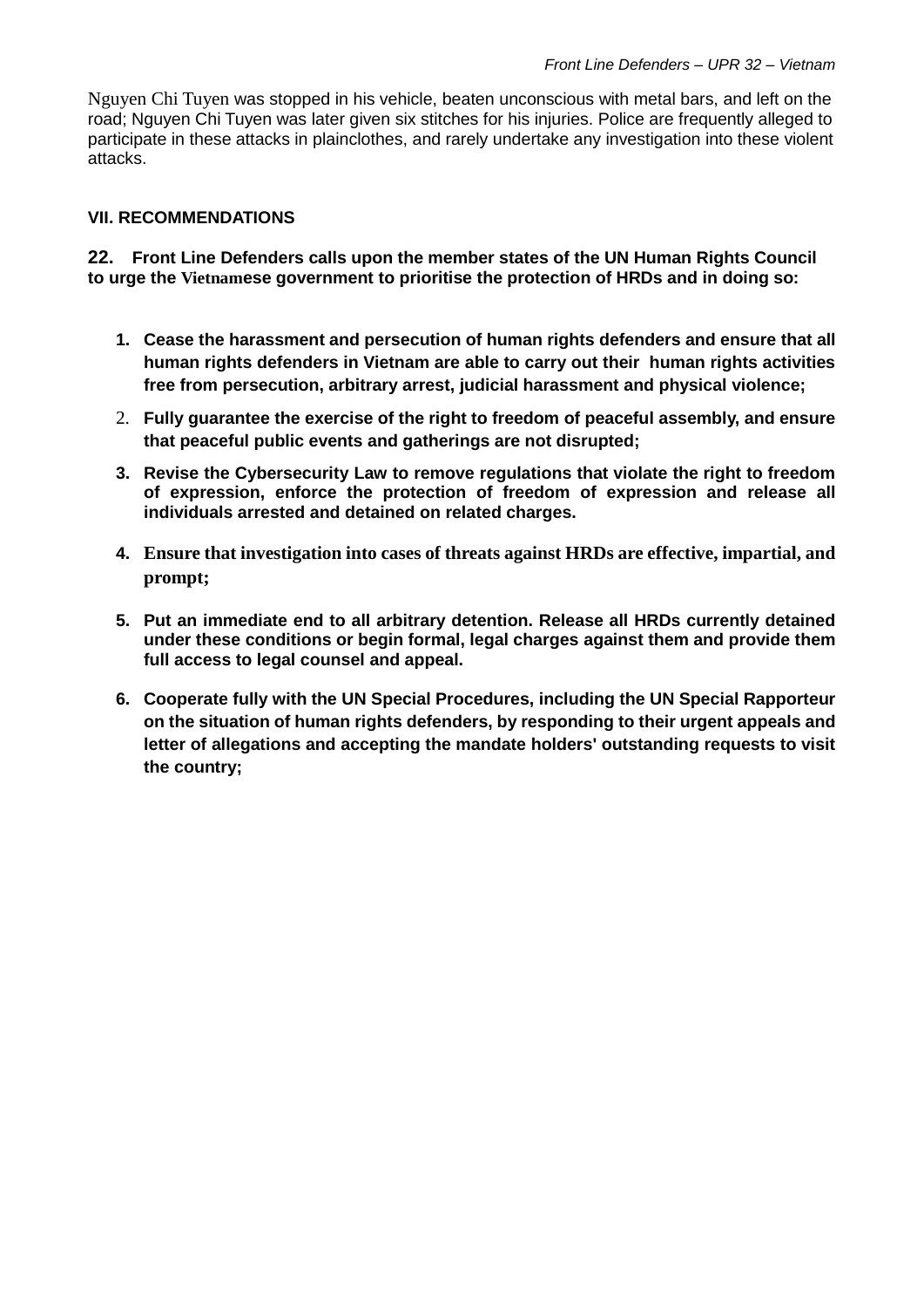Nguyen Chi Tuyen was stopped in his vehicle, beaten unconscious with metal bars, and left on the road; Nguyen Chi Tuyen was later given six stitches for his injuries. Police are frequently alleged to participate in these attacks in plainclothes, and rarely undertake any investigation into these violent attacks.

## VII. RECOMMENDATIONS

**22. Front Line Defenders calls upon the member states of the UN Human Rights Council to urge the Vietnamese government to prioritise the protection of HRDs and in doing so:**

1. **Cease the harassment and persecution of human rights defenders and ensure that all human rights defenders in Vietnam are able to carry out their human rights activities free from persecution, arbitrary arrest, judicial harassment and physical violence;**
2. **Fully guarantee the exercise of the right to freedom of peaceful assembly, and ensure that peaceful public events and gatherings are not disrupted;**
3. **Revise the Cybersecurity Law to remove regulations that violate the right to freedom of expression, enforce the protection of freedom of expression and release all individuals arrested and detained on related charges.**
4. **Ensure that investigation into cases of threats against HRDs are effective, impartial, and prompt;**
5. **Put an immediate end to all arbitrary detention. Release all HRDs currently detained under these conditions or begin formal, legal charges against them and provide them full access to legal counsel and appeal.**
6. **Cooperate fully with the UN Special Procedures, including the UN Special Rapporteur on the situation of human rights defenders, by responding to their urgent appeals and letter of allegations and accepting the mandate holders' outstanding requests to visit the country;**